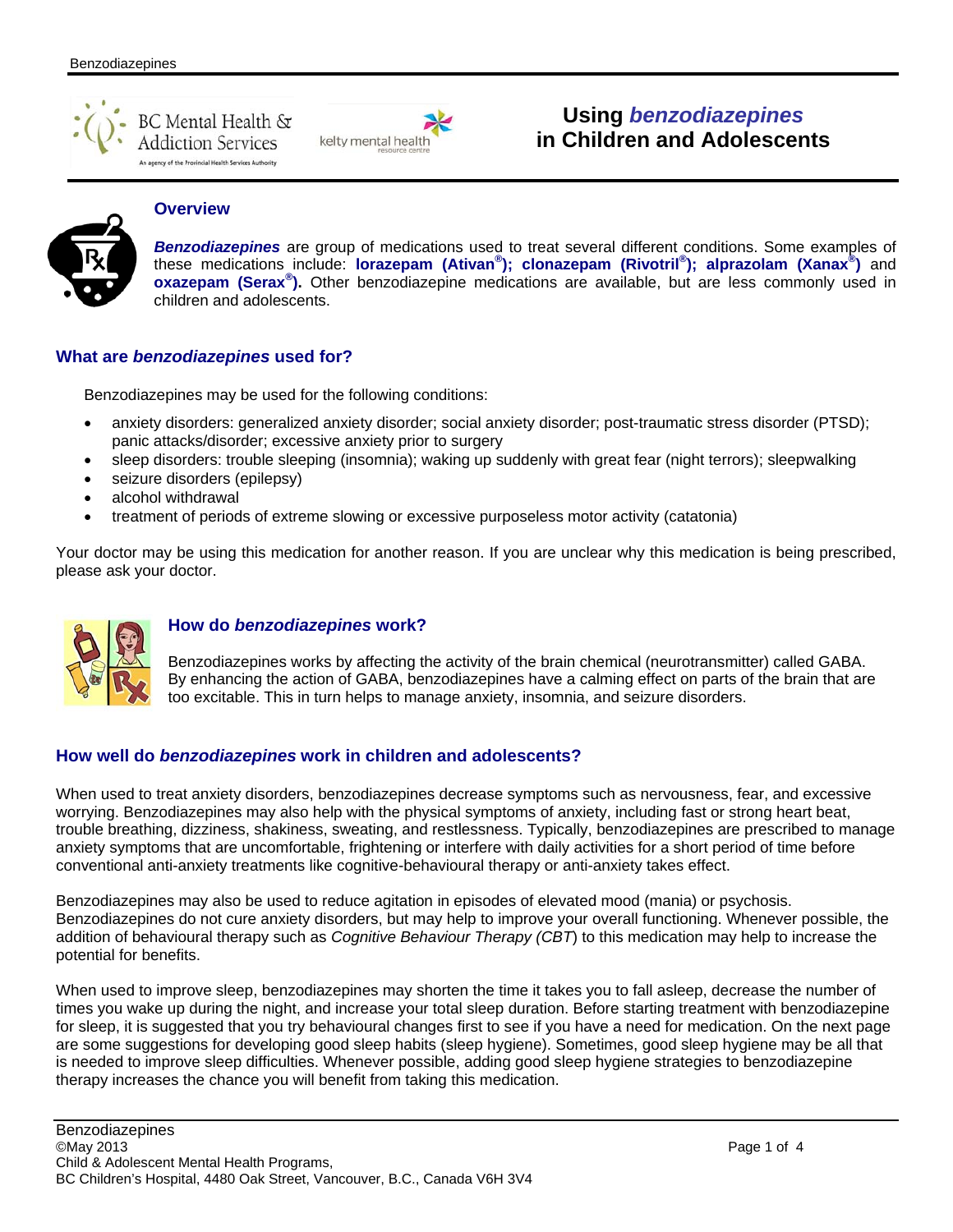# Using *benzodiazepines* in Children and Adolescents

## Overview

***Benzodiazepines*** are group of medications used to treat several different conditions. Some examples of these medications include: **lorazepam (Ativan®); clonazepam (Rivotril®); alprazolam (Xanax®)** and **oxazepam (Serax®).** Other benzodiazepine medications are available, but are less commonly used in children and adolescents.

## What are *benzodiazepines* used for?

Benzodiazepines may be used for the following conditions:

- anxiety disorders: generalized anxiety disorder; social anxiety disorder; post-traumatic stress disorder (PTSD); panic attacks/disorder; excessive anxiety prior to surgery
- sleep disorders: trouble sleeping (insomnia); waking up suddenly with great fear (night terrors); sleepwalking
- seizure disorders (epilepsy)
- alcohol withdrawal
- treatment of periods of extreme slowing or excessive purposeless motor activity (catatonia)

Your doctor may be using this medication for another reason. If you are unclear why this medication is being prescribed, please ask your doctor.

## How do *benzodiazepines* work?

Benzodiazepines works by affecting the activity of the brain chemical (neurotransmitter) called GABA. By enhancing the action of GABA, benzodiazepines have a calming effect on parts of the brain that are too excitable. This in turn helps to manage anxiety, insomnia, and seizure disorders.

## How well do *benzodiazepines* work in children and adolescents?

When used to treat anxiety disorders, benzodiazepines decrease symptoms such as nervousness, fear, and excessive worrying. Benzodiazepines may also help with the physical symptoms of anxiety, including fast or strong heart beat, trouble breathing, dizziness, shakiness, sweating, and restlessness. Typically, benzodiazepines are prescribed to manage anxiety symptoms that are uncomfortable, frightening or interfere with daily activities for a short period of time before conventional anti-anxiety treatments like cognitive-behavioural therapy or anti-anxiety takes effect.

Benzodiazepines may also be used to reduce agitation in episodes of elevated mood (mania) or psychosis. Benzodiazepines do not cure anxiety disorders, but may help to improve your overall functioning. Whenever possible, the addition of behavioural therapy such as *Cognitive Behaviour Therapy (CBT*) to this medication may help to increase the potential for benefits.

When used to improve sleep, benzodiazepines may shorten the time it takes you to fall asleep, decrease the number of times you wake up during the night, and increase your total sleep duration. Before starting treatment with benzodiazepine for sleep, it is suggested that you try behavioural changes first to see if you have a need for medication. On the next page are some suggestions for developing good sleep habits (sleep hygiene). Sometimes, good sleep hygiene may be all that is needed to improve sleep difficulties. Whenever possible, adding good sleep hygiene strategies to benzodiazepine therapy increases the chance you will benefit from taking this medication.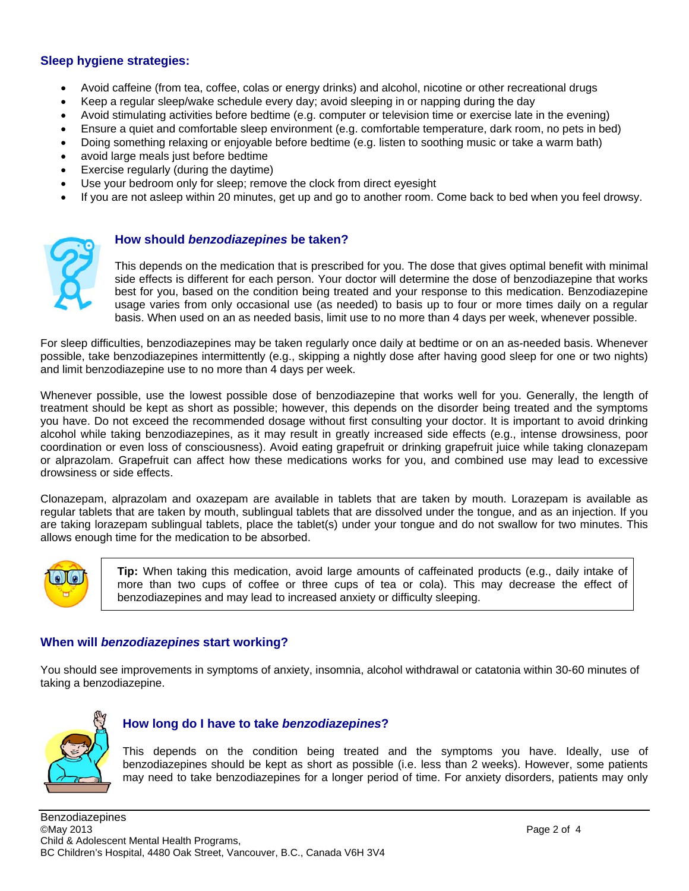### Sleep hygiene strategies:

- Avoid caffeine (from tea, coffee, colas or energy drinks) and alcohol, nicotine or other recreational drugs
- Keep a regular sleep/wake schedule every day; avoid sleeping in or napping during the day
- Avoid stimulating activities before bedtime (e.g. computer or television time or exercise late in the evening)
- Ensure a quiet and comfortable sleep environment (e.g. comfortable temperature, dark room, no pets in bed)
- Doing something relaxing or enjoyable before bedtime (e.g. listen to soothing music or take a warm bath)
- avoid large meals just before bedtime
- Exercise regularly (during the daytime)
- Use your bedroom only for sleep; remove the clock from direct eyesight
- If you are not asleep within 20 minutes, get up and go to another room. Come back to bed when you feel drowsy.

### How should *benzodiazepines* be taken?

This depends on the medication that is prescribed for you. The dose that gives optimal benefit with minimal side effects is different for each person. Your doctor will determine the dose of benzodiazepine that works best for you, based on the condition being treated and your response to this medication. Benzodiazepine usage varies from only occasional use (as needed) to basis up to four or more times daily on a regular basis. When used on an as needed basis, limit use to no more than 4 days per week, whenever possible.

For sleep difficulties, benzodiazepines may be taken regularly once daily at bedtime or on an as-needed basis. Whenever possible, take benzodiazepines intermittently (e.g., skipping a nightly dose after having good sleep for one or two nights) and limit benzodiazepine use to no more than 4 days per week.

Whenever possible, use the lowest possible dose of benzodiazepine that works well for you. Generally, the length of treatment should be kept as short as possible; however, this depends on the disorder being treated and the symptoms you have. Do not exceed the recommended dosage without first consulting your doctor. It is important to avoid drinking alcohol while taking benzodiazepines, as it may result in greatly increased side effects (e.g., intense drowsiness, poor coordination or even loss of consciousness). Avoid eating grapefruit or drinking grapefruit juice while taking clonazepam or alprazolam. Grapefruit can affect how these medications works for you, and combined use may lead to excessive drowsiness or side effects.

Clonazepam, alprazolam and oxazepam are available in tablets that are taken by mouth. Lorazepam is available as regular tablets that are taken by mouth, sublingual tablets that are dissolved under the tongue, and as an injection. If you are taking lorazepam sublingual tablets, place the tablet(s) under your tongue and do not swallow for two minutes. This allows enough time for the medication to be absorbed.

**Tip:** When taking this medication, avoid large amounts of caffeinated products (e.g., daily intake of more than two cups of coffee or three cups of tea or cola). This may decrease the effect of benzodiazepines and may lead to increased anxiety or difficulty sleeping.

### When will *benzodiazepines* start working?

You should see improvements in symptoms of anxiety, insomnia, alcohol withdrawal or catatonia within 30-60 minutes of taking a benzodiazepine.

### How long do I have to take *benzodiazepines*?

This depends on the condition being treated and the symptoms you have. Ideally, use of benzodiazepines should be kept as short as possible (i.e. less than 2 weeks). However, some patients may need to take benzodiazepines for a longer period of time. For anxiety disorders, patients may only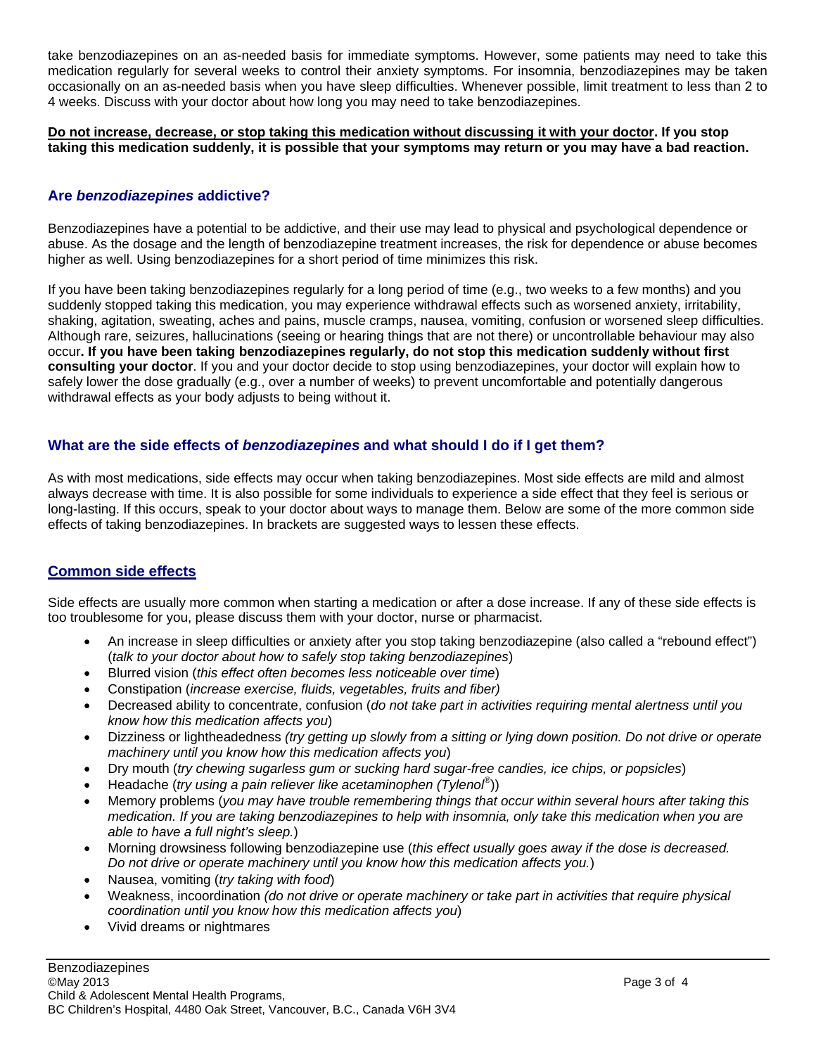take benzodiazepines on an as-needed basis for immediate symptoms. However, some patients may need to take this medication regularly for several weeks to control their anxiety symptoms. For insomnia, benzodiazepines may be taken occasionally on an as-needed basis when you have sleep difficulties. Whenever possible, limit treatment to less than 2 to 4 weeks. Discuss with your doctor about how long you may need to take benzodiazepines.

**Do not increase, decrease, or stop taking this medication without discussing it with your doctor. If you stop taking this medication suddenly, it is possible that your symptoms may return or you may have a bad reaction.**

## Are *benzodiazepines* addictive?

Benzodiazepines have a potential to be addictive, and their use may lead to physical and psychological dependence or abuse. As the dosage and the length of benzodiazepine treatment increases, the risk for dependence or abuse becomes higher as well. Using benzodiazepines for a short period of time minimizes this risk.

If you have been taking benzodiazepines regularly for a long period of time (e.g., two weeks to a few months) and you suddenly stopped taking this medication, you may experience withdrawal effects such as worsened anxiety, irritability, shaking, agitation, sweating, aches and pains, muscle cramps, nausea, vomiting, confusion or worsened sleep difficulties. Although rare, seizures, hallucinations (seeing or hearing things that are not there) or uncontrollable behaviour may also occur**. If you have been taking benzodiazepines regularly, do not stop this medication suddenly without first consulting your doctor**. If you and your doctor decide to stop using benzodiazepines, your doctor will explain how to safely lower the dose gradually (e.g., over a number of weeks) to prevent uncomfortable and potentially dangerous withdrawal effects as your body adjusts to being without it.

## What are the side effects of *benzodiazepines* and what should I do if I get them?

As with most medications, side effects may occur when taking benzodiazepines. Most side effects are mild and almost always decrease with time. It is also possible for some individuals to experience a side effect that they feel is serious or long-lasting. If this occurs, speak to your doctor about ways to manage them. Below are some of the more common side effects of taking benzodiazepines. In brackets are suggested ways to lessen these effects.

### Common side effects

Side effects are usually more common when starting a medication or after a dose increase. If any of these side effects is too troublesome for you, please discuss them with your doctor, nurse or pharmacist.

- An increase in sleep difficulties or anxiety after you stop taking benzodiazepine (also called a "rebound effect") (*talk to your doctor about how to safely stop taking benzodiazepines*)
- Blurred vision (*this effect often becomes less noticeable over time*)
- Constipation (*increase exercise, fluids, vegetables, fruits and fiber)*
- Decreased ability to concentrate, confusion (*do not take part in activities requiring mental alertness until you know how this medication affects you*)
- Dizziness or lightheadedness *(try getting up slowly from a sitting or lying down position. Do not drive or operate machinery until you know how this medication affects you*)
- Dry mouth (*try chewing sugarless gum or sucking hard sugar-free candies, ice chips, or popsicles*)
- Headache (*try using a pain reliever like acetaminophen (Tylenol®)*)
- Memory problems (*you may have trouble remembering things that occur within several hours after taking this medication. If you are taking benzodiazepines to help with insomnia, only take this medication when you are able to have a full night's sleep.*)
- Morning drowsiness following benzodiazepine use (*this effect usually goes away if the dose is decreased. Do not drive or operate machinery until you know how this medication affects you.*)
- Nausea, vomiting (*try taking with food*)
- Weakness, incoordination *(do not drive or operate machinery or take part in activities that require physical coordination until you know how this medication affects you*)
- Vivid dreams or nightmares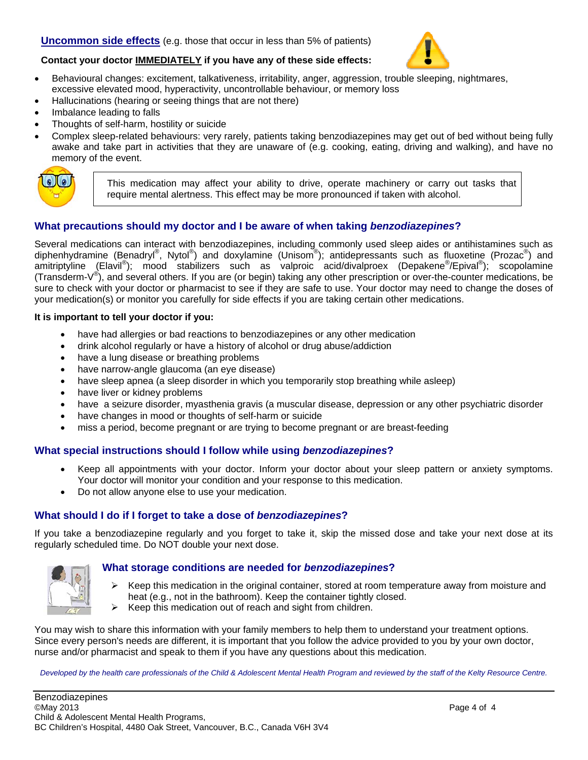**Uncommon side effects** (e.g. those that occur in less than 5% of patients)

**Contact your doctor IMMEDIATELY if you have any of these side effects:**

- Behavioural changes: excitement, talkativeness, irritability, anger, aggression, trouble sleeping, nightmares, excessive elevated mood, hyperactivity, uncontrollable behaviour, or memory loss
- Hallucinations (hearing or seeing things that are not there)
- Imbalance leading to falls
- Thoughts of self-harm, hostility or suicide
- Complex sleep-related behaviours: very rarely, patients taking benzodiazepines may get out of bed without being fully awake and take part in activities that they are unaware of (e.g. cooking, eating, driving and walking), and have no memory of the event.

This medication may affect your ability to drive, operate machinery or carry out tasks that require mental alertness. This effect may be more pronounced if taken with alcohol.

## What precautions should my doctor and I be aware of when taking *benzodiazepines*?

Several medications can interact with benzodiazepines, including commonly used sleep aides or antihistamines such as diphenhydramine (Benadryl®, Nytol®) and doxylamine (Unisom®); antidepressants such as fluoxetine (Prozac®) and amitriptyline (Elavil®); mood stabilizers such as valproic acid/divalproex (Depakene®/Epival®); scopolamine (Transderm-V®), and several others. If you are (or begin) taking any other prescription or over-the-counter medications, be sure to check with your doctor or pharmacist to see if they are safe to use. Your doctor may need to change the doses of your medication(s) or monitor you carefully for side effects if you are taking certain other medications.

**It is important to tell your doctor if you:**

- have had allergies or bad reactions to benzodiazepines or any other medication
- drink alcohol regularly or have a history of alcohol or drug abuse/addiction
- have a lung disease or breathing problems
- have narrow-angle glaucoma (an eye disease)
- have sleep apnea (a sleep disorder in which you temporarily stop breathing while asleep)
- have liver or kidney problems
- have a seizure disorder, myasthenia gravis (a muscular disease, depression or any other psychiatric disorder
- have changes in mood or thoughts of self-harm or suicide
- miss a period, become pregnant or are trying to become pregnant or are breast-feeding

## What special instructions should I follow while using *benzodiazepines*?

- Keep all appointments with your doctor. Inform your doctor about your sleep pattern or anxiety symptoms. Your doctor will monitor your condition and your response to this medication.
- Do not allow anyone else to use your medication.

## What should I do if I forget to take a dose of *benzodiazepines*?

If you take a benzodiazepine regularly and you forget to take it, skip the missed dose and take your next dose at its regularly scheduled time. Do NOT double your next dose.

## What storage conditions are needed for *benzodiazepines*?

- Keep this medication in the original container, stored at room temperature away from moisture and heat (e.g., not in the bathroom). Keep the container tightly closed.
- Keep this medication out of reach and sight from children.

You may wish to share this information with your family members to help them to understand your treatment options. Since every person's needs are different, it is important that you follow the advice provided to you by your own doctor, nurse and/or pharmacist and speak to them if you have any questions about this medication.

*Developed by the health care professionals of the Child & Adolescent Mental Health Program and reviewed by the staff of the Kelty Resource Centre.*

Benzodiazepines
©May 2013
Child & Adolescent Mental Health Programs,
BC Children's Hospital, 4480 Oak Street, Vancouver, B.C., Canada V6H 3V4